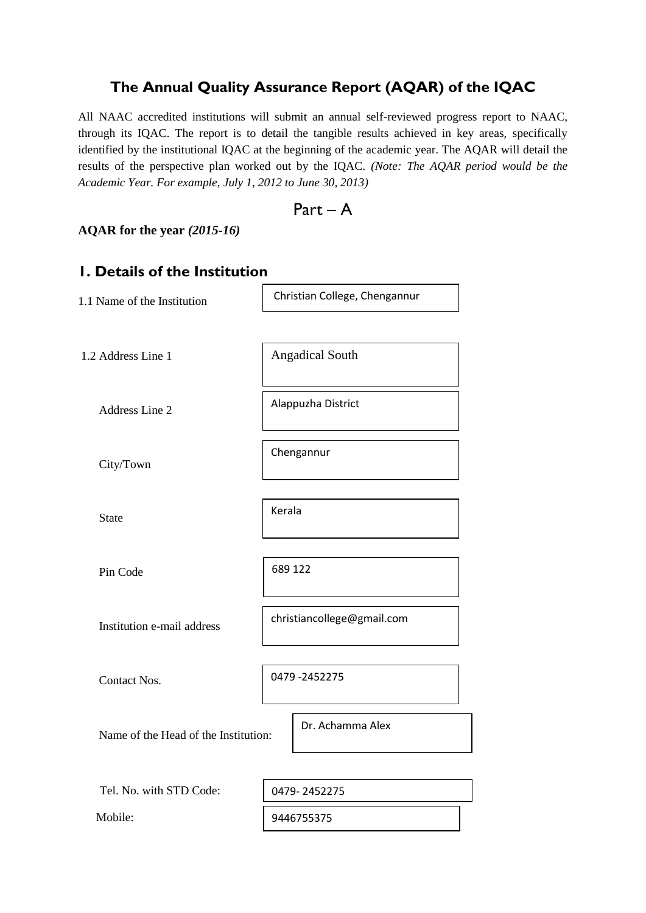# The Annual Quality Assurance Report (AQAR) of the IQAC

All NAAC accredited institutions will submit an annual self-reviewed progress report to NAAC, through its IQAC. The report is to detail the tangible results achieved in key areas, specifically identified by the institutional IQAC at the beginning of the academic year. The AQAR will detail the results of the perspective plan worked out by the IQAC. *(Note: The AQAR period would be the Academic Year. For example, July 1, 2012 to June 30, 2013)*

## Part – A

**AQAR for the year *(2015-16)***

## 1. Details of the Institution

| | |
|---|---|
| 1.1 Name of the Institution | Christian College, Chengannur |
| 1.2 Address Line 1 | Angadical South |
| Address Line 2 | Alappuzha District |
| City/Town | Chengannur |
| State | Kerala |
| Pin Code | 689 122 |
| Institution e-mail address | christiancollege@gmail.com |
| Contact Nos. | 0479 -2452275 |
| Name of the Head of the Institution: | Dr. Achamma Alex |
| Tel. No. with STD Code: | 0479- 2452275 |
| Mobile: | 9446755375 |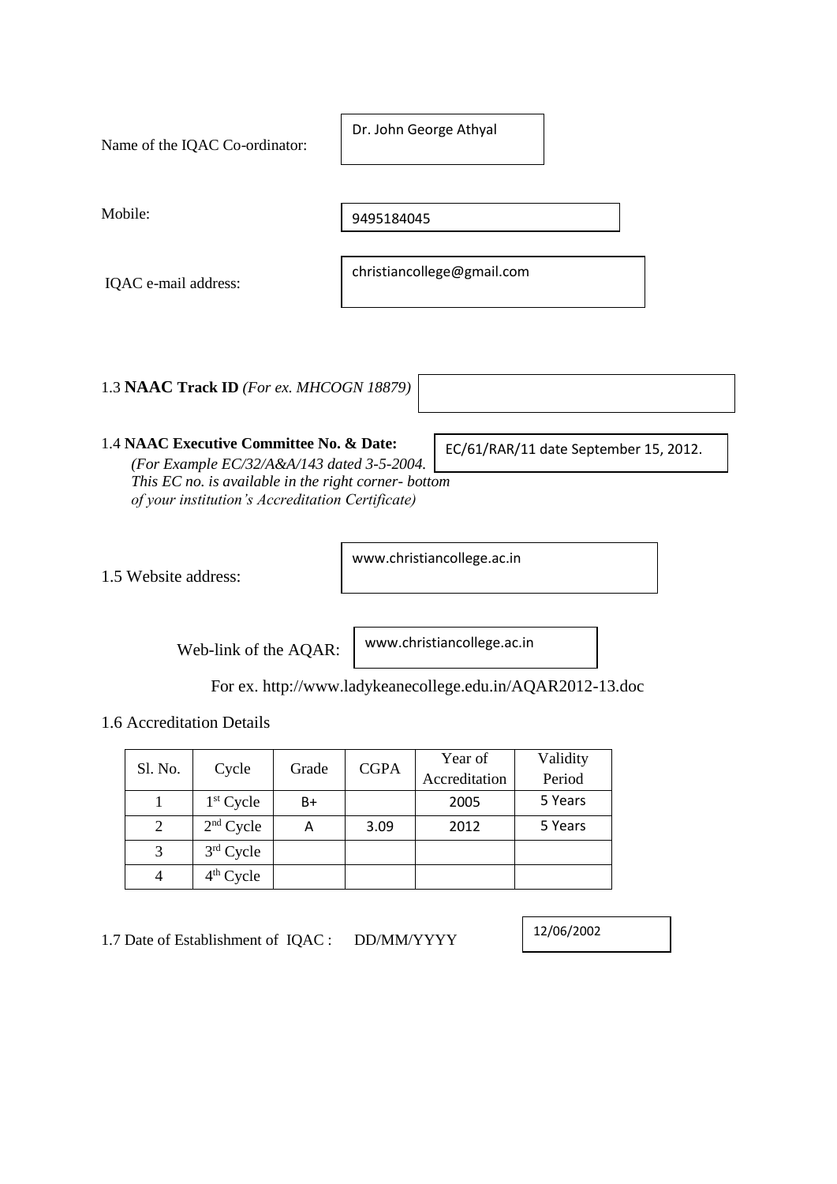Name of the IQAC Co-ordinator: Dr. John George Athyal

Mobile: 9495184045

IQAC e-mail address: christiancollege@gmail.com

1.3 **NAAC Track ID** *(For ex. MHCOGN 18879)*

1.4 **NAAC Executive Committee No. & Date:** EC/61/RAR/11 date September 15, 2012.
*(For Example EC/32/A&A/143 dated 3-5-2004. This EC no. is available in the right corner- bottom of your institution's Accreditation Certificate)*

1.5 Website address: www.christiancollege.ac.in

Web-link of the AQAR: www.christiancollege.ac.in

For ex. http://www.ladykeanecollege.edu.in/AQAR2012-13.doc

1.6 Accreditation Details

| Sl. No. | Cycle | Grade | CGPA | Year of Accreditation | Validity Period |
|---|---|---|---|---|---|
| 1 | 1st Cycle | B+ | | 2005 | 5 Years |
| 2 | 2nd Cycle | A | 3.09 | 2012 | 5 Years |
| 3 | 3rd Cycle | | | | |
| 4 | 4th Cycle | | | | |

1.7 Date of Establishment of IQAC : DD/MM/YYYY 12/06/2002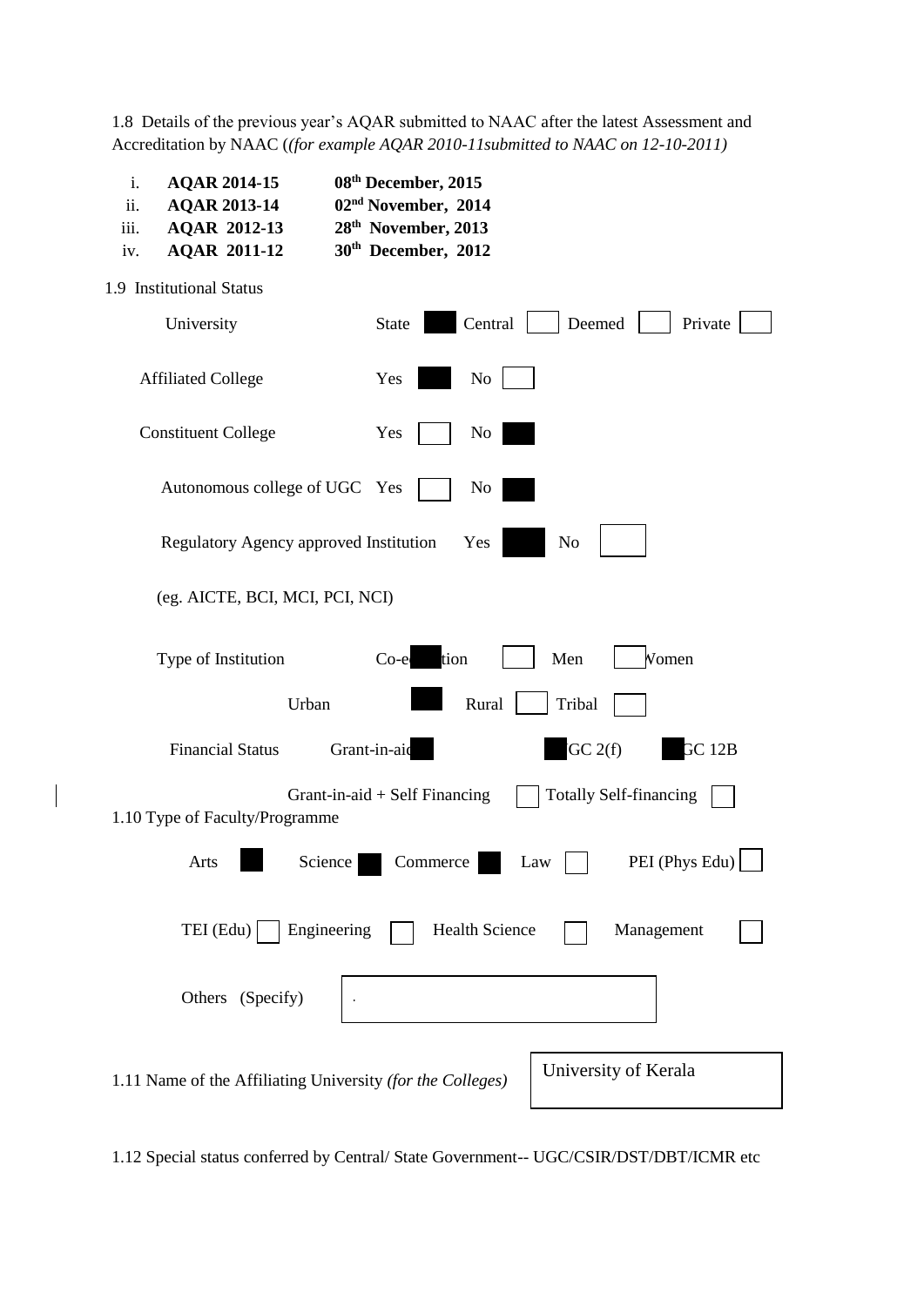1.8 Details of the previous year's AQAR submitted to NAAC after the latest Assessment and Accreditation by NAAC (*(for example AQAR 2010-11submitted to NAAC on 12-10-2011)*

i. **AQAR 2014-15** **08th December, 2015**
ii. **AQAR 2013-14** **02nd November, 2014**
iii. **AQAR 2012-13** **28th November, 2013**
iv. **AQAR 2011-12** **30th December, 2012**

1.9 Institutional Status

University State ■ Central ☐ Deemed ☐ Private ☐

Affiliated College Yes ■ No ☐

Constituent College Yes ☐ No ■

Autonomous college of UGC Yes ☐ No ■

Regulatory Agency approved Institution Yes ■ No ☐

(eg. AICTE, BCI, MCI, PCI, NCI)

Type of Institution Co-education ■ Men ☐ Women ☐

Urban ■ Rural ☐ Tribal ☐

Financial Status Grant-in-aid ■ UGC 2(f) ■ UGC 12B ■

Grant-in-aid + Self Financing ☐ Totally Self-financing ☐

1.10 Type of Faculty/Programme

Arts ■ Science ■ Commerce ■ Law ☐ PEI (Phys Edu) ☐

TEI (Edu) ☐ Engineering ☐ Health Science ☐ Management ☐

Others (Specify) .

1.11 Name of the Affiliating University *(for the Colleges)* University of Kerala

1.12 Special status conferred by Central/ State Government-- UGC/CSIR/DST/DBT/ICMR etc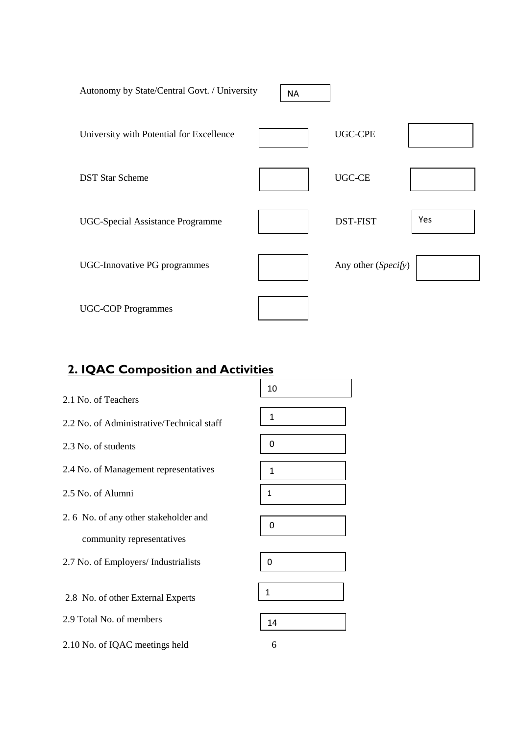| | | | |
|---|---|---|---|
| Autonomy by State/Central Govt. / University | NA | | |
| University with Potential for Excellence | | UGC-CPE | |
| DST Star Scheme | | UGC-CE | |
| UGC-Special Assistance Programme | | DST-FIST | Yes |
| UGC-Innovative PG programmes | | Any other (*Specify*) | |
| UGC-COP Programmes | | | |

## 2. IQAC Composition and Activities

| | |
|---|---|
| 2.1 No. of Teachers | 10 |
| 2.2 No. of Administrative/Technical staff | 1 |
| 2.3 No. of students | 0 |
| 2.4 No. of Management representatives | 1 |
| 2.5 No. of Alumni | 1 |
| 2.6 No. of any other stakeholder and community representatives | 0 |
| 2.7 No. of Employers/ Industrialists | 0 |
| 2.8 No. of other External Experts | 1 |
| 2.9 Total No. of members | 14 |
| 2.10 No. of IQAC meetings held | 6 |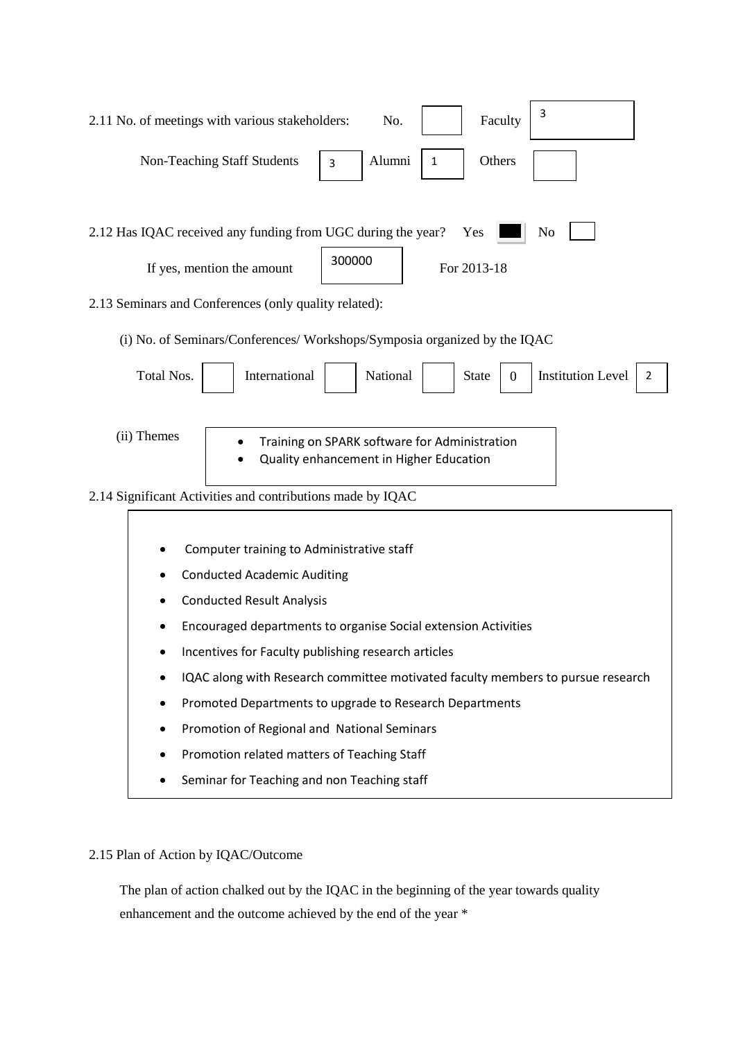2.11 No. of meetings with various stakeholders: No. [ ] Faculty [3]

Non-Teaching Staff Students [3] Alumni [1] Others [ ]

2.12 Has IQAC received any funding from UGC during the year? Yes [■] No [ ]

If yes, mention the amount [300000] For 2013-18

2.13 Seminars and Conferences (only quality related):

(i) No. of Seminars/Conferences/ Workshops/Symposia organized by the IQAC

Total Nos. [ ] International [ ] National [ ] State [0] Institution Level [2]

(ii) Themes

- Training on SPARK software for Administration
- Quality enhancement in Higher Education

2.14 Significant Activities and contributions made by IQAC

- Computer training to Administrative staff
- Conducted Academic Auditing
- Conducted Result Analysis
- Encouraged departments to organise Social extension Activities
- Incentives for Faculty publishing research articles
- IQAC along with Research committee motivated faculty members to pursue research
- Promoted Departments to upgrade to Research Departments
- Promotion of Regional and National Seminars
- Promotion related matters of Teaching Staff
- Seminar for Teaching and non Teaching staff

2.15 Plan of Action by IQAC/Outcome

The plan of action chalked out by the IQAC in the beginning of the year towards quality enhancement and the outcome achieved by the end of the year *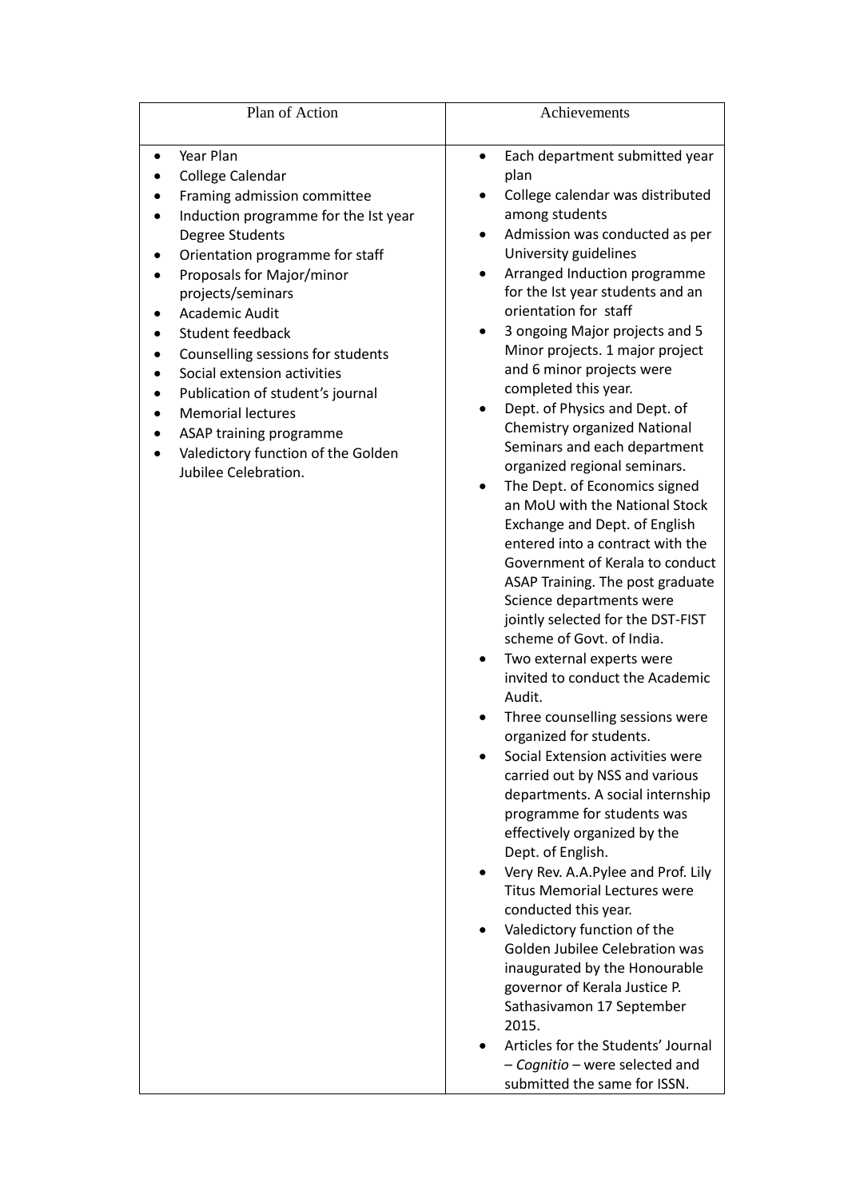| Plan of Action | Achievements |
|---|---|
| <ul><li>Year Plan</li><li>College Calendar</li><li>Framing admission committee</li><li>Induction programme for the Ist year Degree Students</li><li>Orientation programme for staff</li><li>Proposals for Major/minor projects/seminars</li><li>Academic Audit</li><li>Student feedback</li><li>Counselling sessions for students</li><li>Social extension activities</li><li>Publication of student's journal</li><li>Memorial lectures</li><li>ASAP training programme</li><li>Valedictory function of the Golden Jubilee Celebration.</li></ul> | <ul><li>Each department submitted year plan</li><li>College calendar was distributed among students</li><li>Admission was conducted as per University guidelines</li><li>Arranged Induction programme for the Ist year students and an orientation for staff</li><li>3 ongoing Major projects and 5 Minor projects. 1 major project and 6 minor projects were completed this year.</li><li>Dept. of Physics and Dept. of Chemistry organized National Seminars and each department organized regional seminars.</li><li>The Dept. of Economics signed an MoU with the National Stock Exchange and Dept. of English entered into a contract with the Government of Kerala to conduct ASAP Training. The post graduate Science departments were jointly selected for the DST-FIST scheme of Govt. of India.</li><li>Two external experts were invited to conduct the Academic Audit.</li><li>Three counselling sessions were organized for students.</li><li>Social Extension activities were carried out by NSS and various departments. A social internship programme for students was effectively organized by the Dept. of English.</li><li>Very Rev. A.A.Pylee and Prof. Lily Titus Memorial Lectures were conducted this year.</li><li>Valedictory function of the Golden Jubilee Celebration was inaugurated by the Honourable governor of Kerala Justice P. Sathasivamon 17 September 2015.</li><li>Articles for the Students' Journal – *Cognitio* – were selected and submitted the same for ISSN.</li></ul> |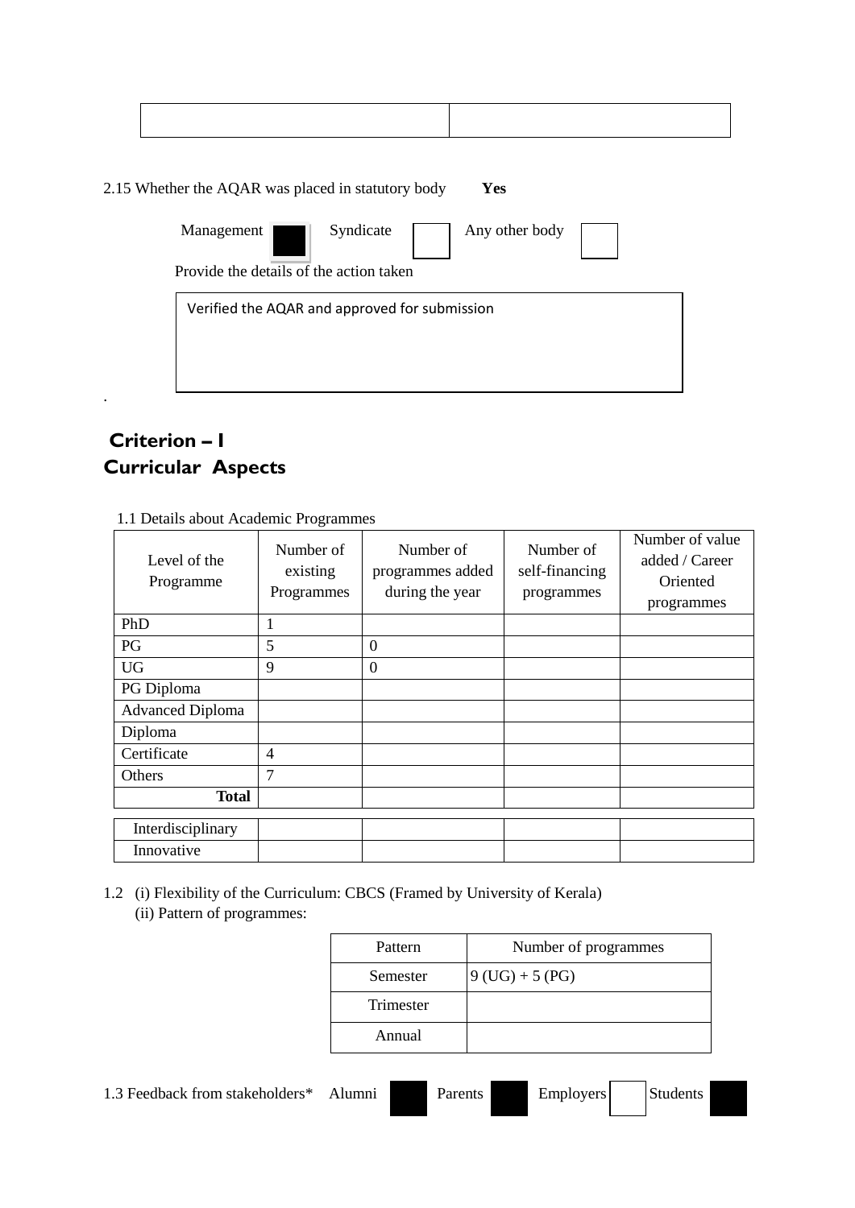| | |
|---|---|
| | |

2.15 Whether the AQAR was placed in statutory body **Yes**

Management ■ Syndicate □ Any other body □

Provide the details of the action taken

| |
|---|
| Verified the AQAR and approved for submission |

.

## Criterion – I
## Curricular Aspects

1.1 Details about Academic Programmes

| Level of the Programme | Number of existing Programmes | Number of programmes added during the year | Number of self-financing programmes | Number of value added / Career Oriented programmes |
|---|---|---|---|---|
| PhD | 1 | | | |
| PG | 5 | 0 | | |
| UG | 9 | 0 | | |
| PG Diploma | | | | |
| Advanced Diploma | | | | |
| Diploma | | | | |
| Certificate | 4 | | | |
| Others | 7 | | | |
| **Total** | | | | |
| Interdisciplinary | | | | |
| Innovative | | | | |

1.2 (i) Flexibility of the Curriculum: CBCS (Framed by University of Kerala)
(ii) Pattern of programmes:

| Pattern | Number of programmes |
|---|---|
| Semester | 9 (UG) + 5 (PG) |
| Trimester | |
| Annual | |

1.3 Feedback from stakeholders* Alumni ■ Parents ■ Employers □ Students ■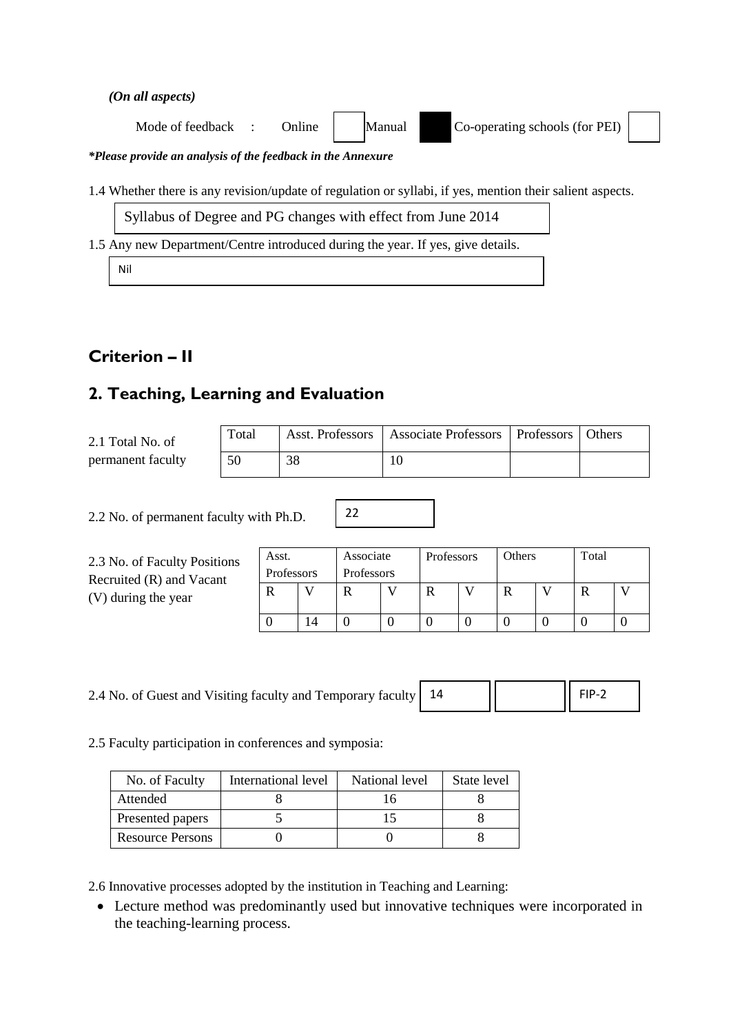*(On all aspects)*

Mode of feedback : Online [ ] Manual [■] Co-operating schools (for PEI) [ ]

***Please provide an analysis of the feedback in the Annexure**

1.4 Whether there is any revision/update of regulation or syllabi, if yes, mention their salient aspects.

Syllabus of Degree and PG changes with effect from June 2014

1.5 Any new Department/Centre introduced during the year. If yes, give details.

Nil

## Criterion – II

## 2. Teaching, Learning and Evaluation

2.1 Total No. of permanent faculty

| Total | Asst. Professors | Associate Professors | Professors | Others |
|---|---|---|---|---|
| 50 | 38 | 10 | | |

2.2 No. of permanent faculty with Ph.D. 22

2.3 No. of Faculty Positions Recruited (R) and Vacant (V) during the year

| Asst. Professors | | Associate Professors | | Professors | | Others | | Total | |
|---|---|---|---|---|---|---|---|---|---|
| R | V | R | V | R | V | R | V | R | V |
| 0 | 14 | 0 | 0 | 0 | 0 | 0 | 0 | 0 | 0 |

2.4 No. of Guest and Visiting faculty and Temporary faculty 14 | | FIP-2

2.5 Faculty participation in conferences and symposia:

| No. of Faculty | International level | National level | State level |
|---|---|---|---|
| Attended | 8 | 16 | 8 |
| Presented papers | 5 | 15 | 8 |
| Resource Persons | 0 | 0 | 8 |

2.6 Innovative processes adopted by the institution in Teaching and Learning:

- Lecture method was predominantly used but innovative techniques were incorporated in the teaching-learning process.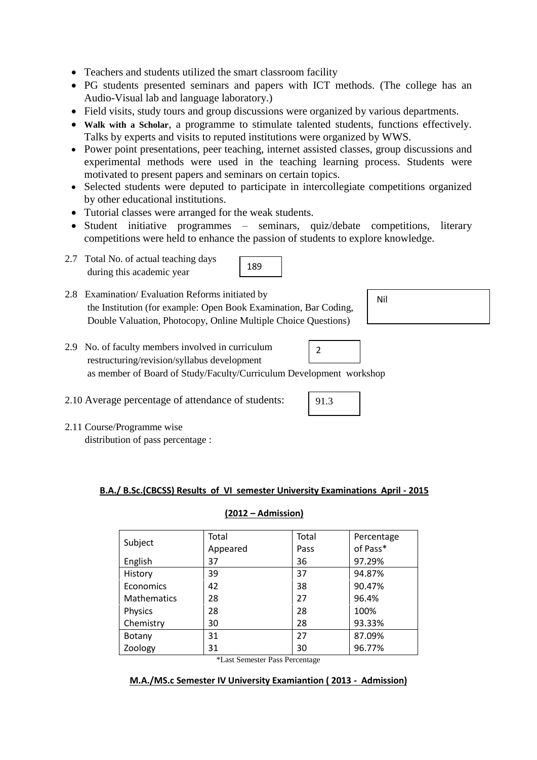- Teachers and students utilized the smart classroom facility
- PG students presented seminars and papers with ICT methods. (The college has an Audio-Visual lab and language laboratory.)
- Field visits, study tours and group discussions were organized by various departments.
- **Walk with a Scholar**, a programme to stimulate talented students, functions effectively. Talks by experts and visits to reputed institutions were organized by WWS.
- Power point presentations, peer teaching, internet assisted classes, group discussions and experimental methods were used in the teaching learning process. Students were motivated to present papers and seminars on certain topics.
- Selected students were deputed to participate in intercollegiate competitions organized by other educational institutions.
- Tutorial classes were arranged for the weak students.
- Student initiative programmes – seminars, quiz/debate competitions, literary competitions were held to enhance the passion of students to explore knowledge.

2.7 Total No. of actual teaching days during this academic year: 189

2.8 Examination/ Evaluation Reforms initiated by the Institution (for example: Open Book Examination, Bar Coding, Double Valuation, Photocopy, Online Multiple Choice Questions): Nil

2.9 No. of faculty members involved in curriculum restructuring/revision/syllabus development as member of Board of Study/Faculty/Curriculum Development workshop: 2

2.10 Average percentage of attendance of students: 91.3

2.11 Course/Programme wise distribution of pass percentage :

**B.A./ B.Sc.(CBCSS) Results of VI semester University Examinations April - 2015**

**(2012 – Admission)**

| Subject | Total Appeared | Total Pass | Percentage of Pass* |
|---|---|---|---|
| English | 37 | 36 | 97.29% |
| History | 39 | 37 | 94.87% |
| Economics | 42 | 38 | 90.47% |
| Mathematics | 28 | 27 | 96.4% |
| Physics | 28 | 28 | 100% |
| Chemistry | 30 | 28 | 93.33% |
| Botany | 31 | 27 | 87.09% |
| Zoology | 31 | 30 | 96.77% |

*Last Semester Pass Percentage

**M.A./MS.c Semester IV University Examiantion ( 2013 - Admission)**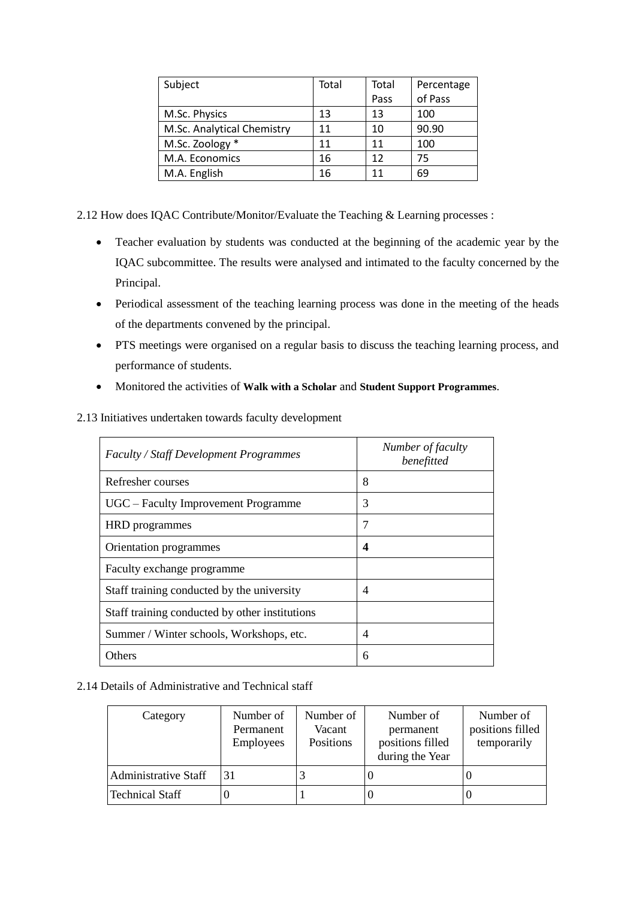| Subject | Total | Total Pass | Percentage of Pass |
|---|---|---|---|
| M.Sc. Physics | 13 | 13 | 100 |
| M.Sc. Analytical Chemistry | 11 | 10 | 90.90 |
| M.Sc. Zoology * | 11 | 11 | 100 |
| M.A. Economics | 16 | 12 | 75 |
| M.A. English | 16 | 11 | 69 |

2.12 How does IQAC Contribute/Monitor/Evaluate the Teaching & Learning processes :

- Teacher evaluation by students was conducted at the beginning of the academic year by the IQAC subcommittee. The results were analysed and intimated to the faculty concerned by the Principal.
- Periodical assessment of the teaching learning process was done in the meeting of the heads of the departments convened by the principal.
- PTS meetings were organised on a regular basis to discuss the teaching learning process, and performance of students.
- Monitored the activities of **Walk with a Scholar** and **Student Support Programmes**.

2.13 Initiatives undertaken towards faculty development

| *Faculty / Staff Development Programmes* | *Number of faculty benefitted* |
|---|---|
| Refresher courses | 8 |
| UGC – Faculty Improvement Programme | 3 |
| HRD programmes | 7 |
| Orientation programmes | **4** |
| Faculty exchange programme | |
| Staff training conducted by the university | 4 |
| Staff training conducted by other institutions | |
| Summer / Winter schools, Workshops, etc. | 4 |
| Others | 6 |

2.14 Details of Administrative and Technical staff

| Category | Number of Permanent Employees | Number of Vacant Positions | Number of permanent positions filled during the Year | Number of positions filled temporarily |
|---|---|---|---|---|
| Administrative Staff | 31 | 3 | 0 | 0 |
| Technical Staff | 0 | 1 | 0 | 0 |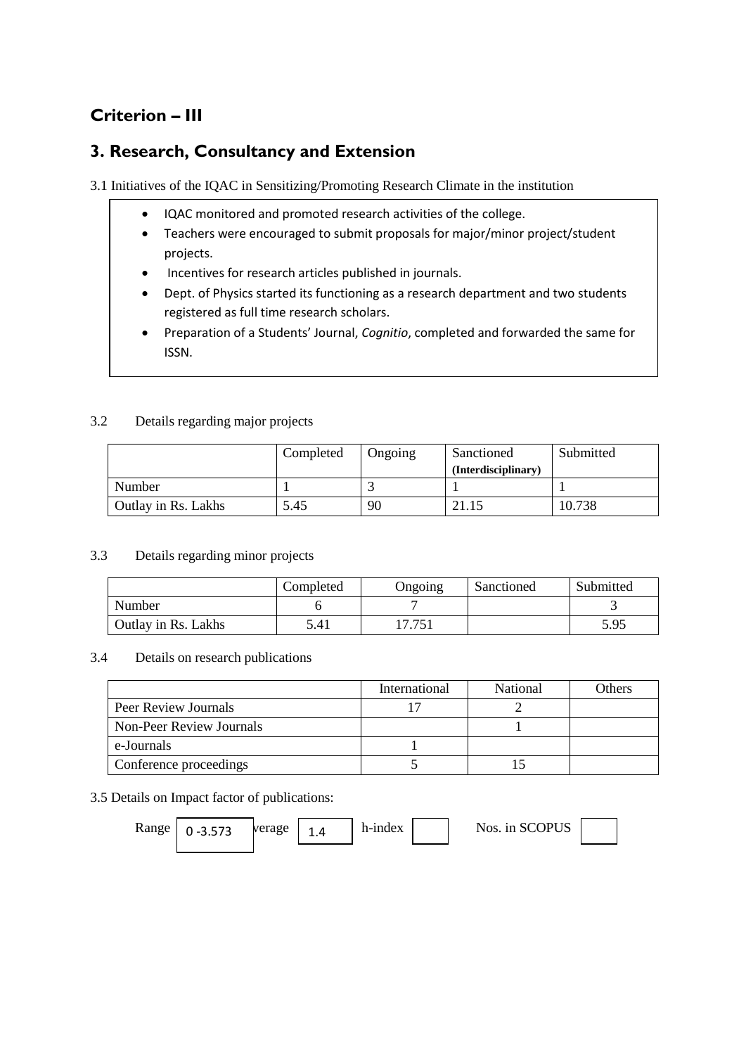## Criterion – III

## 3. Research, Consultancy and Extension

3.1 Initiatives of the IQAC in Sensitizing/Promoting Research Climate in the institution

- IQAC monitored and promoted research activities of the college.
- Teachers were encouraged to submit proposals for major/minor project/student projects.
- Incentives for research articles published in journals.
- Dept. of Physics started its functioning as a research department and two students registered as full time research scholars.
- Preparation of a Students' Journal, *Cognitio*, completed and forwarded the same for ISSN.

3.2 Details regarding major projects

| | Completed | Ongoing | Sanctioned (Interdisciplinary) | Submitted |
|---|---|---|---|---|
| Number | 1 | 3 | 1 | 1 |
| Outlay in Rs. Lakhs | 5.45 | 90 | 21.15 | 10.738 |

3.3 Details regarding minor projects

| | Completed | Ongoing | Sanctioned | Submitted |
|---|---|---|---|---|
| Number | 6 | 7 | | 3 |
| Outlay in Rs. Lakhs | 5.41 | 17.751 | | 5.95 |

3.4 Details on research publications

| | International | National | Others |
|---|---|---|---|
| Peer Review Journals | 17 | 2 | |
| Non-Peer Review Journals | | 1 | |
| e-Journals | 1 | | |
| Conference proceedings | 5 | 15 | |

3.5 Details on Impact factor of publications:

Range 0 -3.573 Average 1.4 h-index Nos. in SCOPUS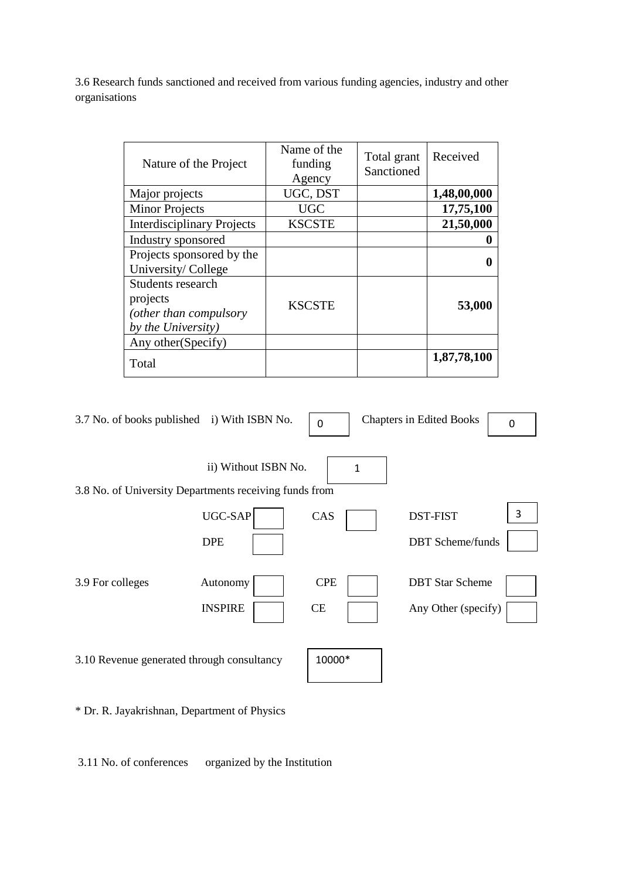3.6 Research funds sanctioned and received from various funding agencies, industry and other organisations

| Nature of the Project | Name of the funding Agency | Total grant Sanctioned | Received |
|---|---|---|---|
| Major projects | UGC, DST | | **1,48,00,000** |
| Minor Projects | UGC | | **17,75,100** |
| Interdisciplinary Projects | KSCSTE | | **21,50,000** |
| Industry sponsored | | | **0** |
| Projects sponsored by the University/ College | | | **0** |
| Students research projects *(other than compulsory by the University)* | KSCSTE | | **53,000** |
| Any other(Specify) | | | |
| Total | | | **1,87,78,100** |

3.7 No. of books published i) With ISBN No. 0 Chapters in Edited Books 0

ii) Without ISBN No. 1

3.8 No. of University Departments receiving funds from

UGC-SAP | CAS | DST-FIST 3

DPE | DBT Scheme/funds

3.9 For colleges Autonomy | CPE | DBT Star Scheme

INSPIRE | CE | Any Other (specify)

3.10 Revenue generated through consultancy 10000*

* Dr. R. Jayakrishnan, Department of Physics

3.11 No. of conferences organized by the Institution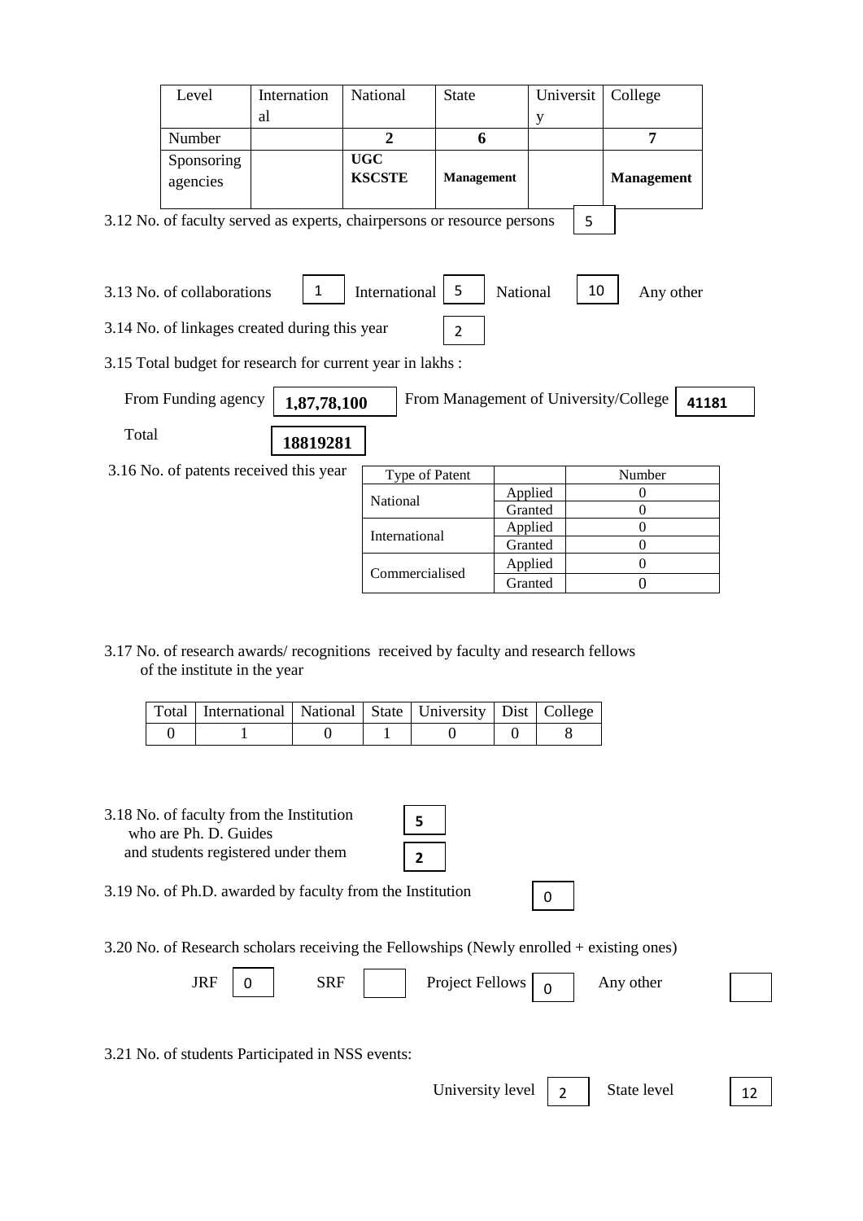| Level | International | National | State | University | College |
|---|---|---|---|---|---|
| Number | | **2** | **6** | | **7** |
| Sponsoring agencies | | **UGC KSCSTE** | **Management** | | **Management** |

3.12 No. of faculty served as experts, chairpersons or resource persons 5

3.13 No. of collaborations International 1 National 5 Any other 10

3.14 No. of linkages created during this year 2

3.15 Total budget for research for current year in lakhs :

From Funding agency **1,87,78,100** From Management of University/College **41181**

Total **18819281**

3.16 No. of patents received this year

| Type of Patent | | Number |
|---|---|---|
| National | Applied | 0 |
| | Granted | 0 |
| International | Applied | 0 |
| | Granted | 0 |
| Commercialised | Applied | 0 |
| | Granted | 0 |

3.17 No. of research awards/ recognitions received by faculty and research fellows of the institute in the year

| Total | International | National | State | University | Dist | College |
|---|---|---|---|---|---|---|
| 0 | 1 | 0 | 1 | 0 | 0 | 8 |

3.18 No. of faculty from the Institution who are Ph. D. Guides **5**
and students registered under them **2**

3.19 No. of Ph.D. awarded by faculty from the Institution 0

3.20 No. of Research scholars receiving the Fellowships (Newly enrolled + existing ones)

JRF 0 SRF Project Fellows 0 Any other

3.21 No. of students Participated in NSS events:

University level 2 State level 12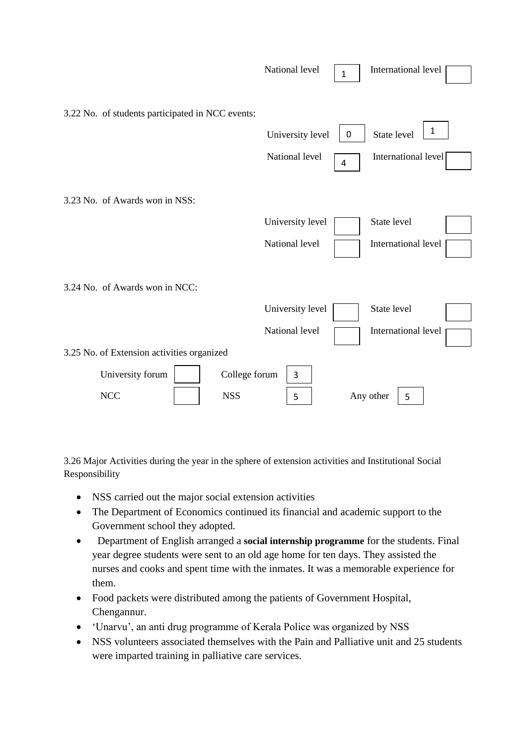| | | | |
|---|---|---|---|
| National level | 1 | International level | |

3.22 No. of students participated in NCC events:

| | | | |
|---|---|---|---|
| University level | 0 | State level | 1 |
| National level | 4 | International level | |

3.23 No. of Awards won in NSS:

| | | | |
|---|---|---|---|
| University level | | State level | |
| National level | | International level | |

3.24 No. of Awards won in NCC:

| | | | |
|---|---|---|---|
| University level | | State level | |
| National level | | International level | |

3.25 No. of Extension activities organized

| | | | | | |
|---|---|---|---|---|---|
| University forum | | College forum | 3 | | |
| NCC | | NSS | 5 | Any other | 5 |

3.26 Major Activities during the year in the sphere of extension activities and Institutional Social Responsibility

- NSS carried out the major social extension activities
- The Department of Economics continued its financial and academic support to the Government school they adopted.
- Department of English arranged a **social internship programme** for the students. Final year degree students were sent to an old age home for ten days. They assisted the nurses and cooks and spent time with the inmates. It was a memorable experience for them.
- Food packets were distributed among the patients of Government Hospital, Chengannur.
- 'Unarvu', an anti drug programme of Kerala Police was organized by NSS
- NSS volunteers associated themselves with the Pain and Palliative unit and 25 students were imparted training in palliative care services.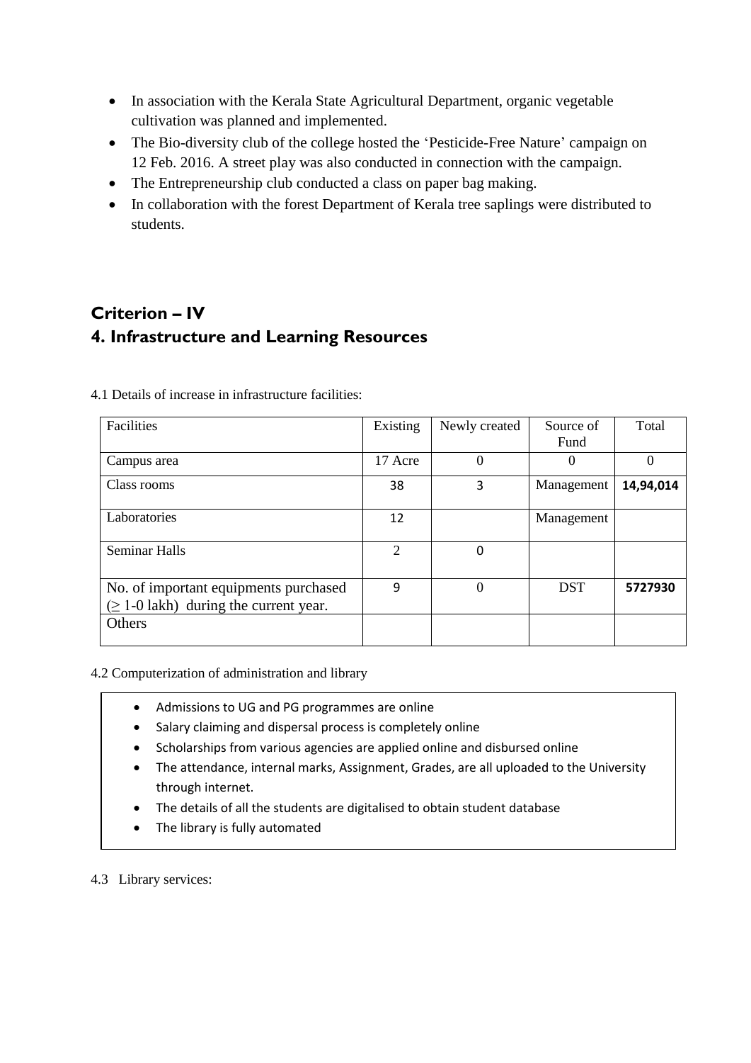- In association with the Kerala State Agricultural Department, organic vegetable cultivation was planned and implemented.
- The Bio-diversity club of the college hosted the 'Pesticide-Free Nature' campaign on 12 Feb. 2016. A street play was also conducted in connection with the campaign.
- The Entrepreneurship club conducted a class on paper bag making.
- In collaboration with the forest Department of Kerala tree saplings were distributed to students.

## Criterion – IV

## 4. Infrastructure and Learning Resources

4.1 Details of increase in infrastructure facilities:

| Facilities | Existing | Newly created | Source of Fund | Total |
|---|---|---|---|---|
| Campus area | 17 Acre | 0 | 0 | 0 |
| Class rooms | 38 | 3 | Management | **14,94,014** |
| Laboratories | 12 | | Management | |
| Seminar Halls | 2 | 0 | | |
| No. of important equipments purchased (≥ 1-0 lakh) during the current year. | 9 | 0 | DST | **5727930** |
| Others | | | | |

4.2 Computerization of administration and library

- Admissions to UG and PG programmes are online
- Salary claiming and dispersal process is completely online
- Scholarships from various agencies are applied online and disbursed online
- The attendance, internal marks, Assignment, Grades, are all uploaded to the University through internet.
- The details of all the students are digitalised to obtain student database
- The library is fully automated

4.3 Library services: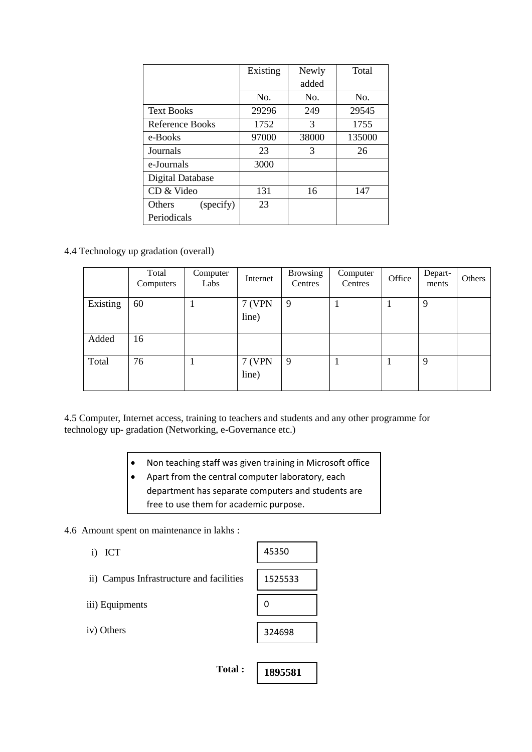| | Existing | Newly added | Total |
|---|---|---|---|
| | No. | No. | No. |
| Text Books | 29296 | 249 | 29545 |
| Reference Books | 1752 | 3 | 1755 |
| e-Books | 97000 | 38000 | 135000 |
| Journals | 23 | 3 | 26 |
| e-Journals | 3000 | | |
| Digital Database | | | |
| CD & Video | 131 | 16 | 147 |
| Others (specify) Periodicals | 23 | | |

4.4 Technology up gradation (overall)

| | Total Computers | Computer Labs | Internet | Browsing Centres | Computer Centres | Office | Depart-ments | Others |
|---|---|---|---|---|---|---|---|---|
| Existing | 60 | 1 | 7 (VPN line) | 9 | 1 | 1 | 9 | |
| Added | 16 | | | | | | | |
| Total | 76 | 1 | 7 (VPN line) | 9 | 1 | 1 | 9 | |

4.5 Computer, Internet access, training to teachers and students and any other programme for technology up- gradation (Networking, e-Governance etc.)

- Non teaching staff was given training in Microsoft office
- Apart from the central computer laboratory, each department has separate computers and students are free to use them for academic purpose.

4.6 Amount spent on maintenance in lakhs :

| | |
|---|---|
| i) ICT | 45350 |
| ii) Campus Infrastructure and facilities | 1525533 |
| iii) Equipments | 0 |
| iv) Others | 324698 |
| **Total :** | **1895581** |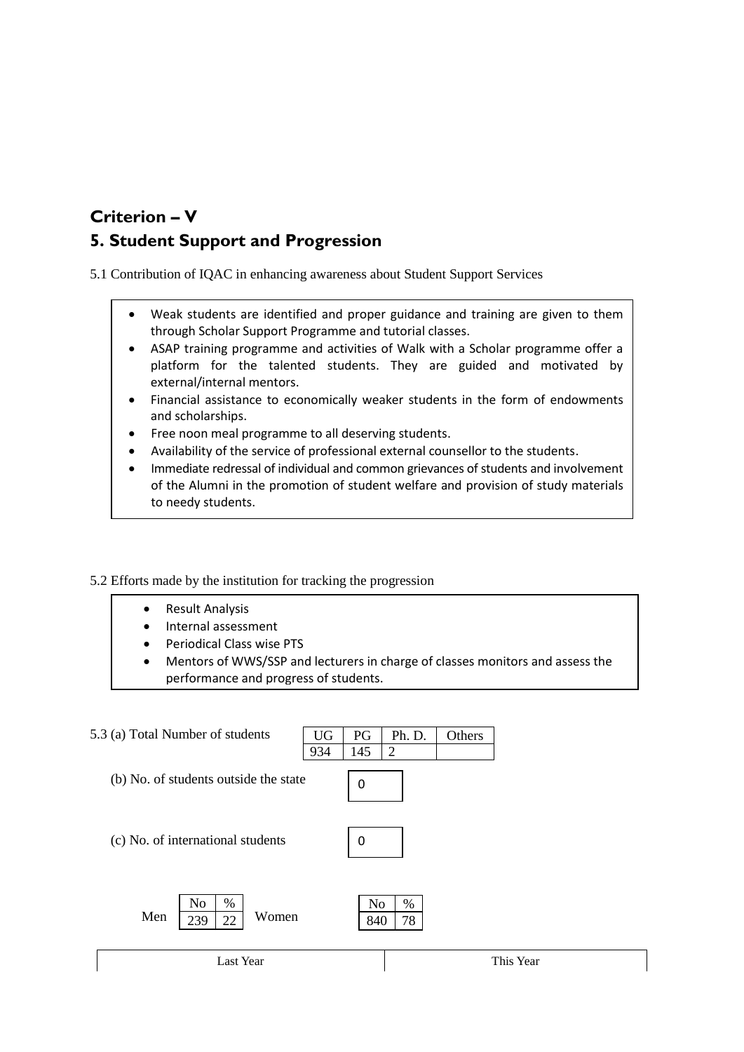## Criterion – V

## 5. Student Support and Progression

5.1 Contribution of IQAC in enhancing awareness about Student Support Services

- Weak students are identified and proper guidance and training are given to them through Scholar Support Programme and tutorial classes.
- ASAP training programme and activities of Walk with a Scholar programme offer a platform for the talented students. They are guided and motivated by external/internal mentors.
- Financial assistance to economically weaker students in the form of endowments and scholarships.
- Free noon meal programme to all deserving students.
- Availability of the service of professional external counsellor to the students.
- Immediate redressal of individual and common grievances of students and involvement of the Alumni in the promotion of student welfare and provision of study materials to needy students.

5.2 Efforts made by the institution for tracking the progression

- Result Analysis
- Internal assessment
- Periodical Class wise PTS
- Mentors of WWS/SSP and lecturers in charge of classes monitors and assess the performance and progress of students.

5.3 (a) Total Number of students

| UG | PG | Ph. D. | Others |
|---|---|---|---|
| 934 | 145 | 2 | |

(b) No. of students outside the state: 0

(c) No. of international students: 0

Men

| No | % |
|---|---|
| 239 | 22 |

Women

| No | % |
|---|---|
| 840 | 78 |

| Last Year | This Year |
|---|---|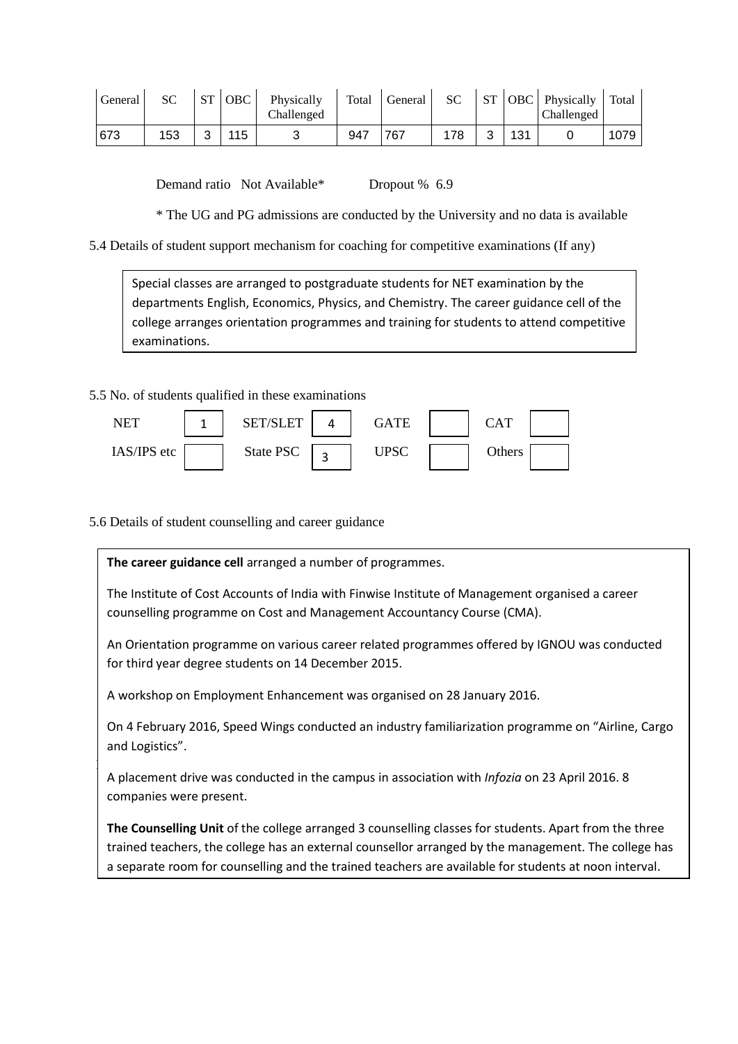| General | SC | ST | OBC | Physically Challenged | Total | General | SC | ST | OBC | Physically Challenged | Total |
|---|---|---|---|---|---|---|---|---|---|---|---|
| 673 | 153 | 3 | 115 | 3 | 947 | 767 | 178 | 3 | 131 | 0 | 1079 |

Demand ratio Not Available* Dropout % 6.9

* The UG and PG admissions are conducted by the University and no data is available

5.4 Details of student support mechanism for coaching for competitive examinations (If any)

Special classes are arranged to postgraduate students for NET examination by the departments English, Economics, Physics, and Chemistry. The career guidance cell of the college arranges orientation programmes and training for students to attend competitive examinations.

5.5 No. of students qualified in these examinations

| | | | | | | | |
|---|---|---|---|---|---|---|---|
| NET | 1 | SET/SLET | 4 | GATE | | CAT | |
| IAS/IPS etc | | State PSC | 3 | UPSC | | Others | |

5.6 Details of student counselling and career guidance

**The career guidance cell** arranged a number of programmes.

The Institute of Cost Accounts of India with Finwise Institute of Management organised a career counselling programme on Cost and Management Accountancy Course (CMA).

An Orientation programme on various career related programmes offered by IGNOU was conducted for third year degree students on 14 December 2015.

A workshop on Employment Enhancement was organised on 28 January 2016.

On 4 February 2016, Speed Wings conducted an industry familiarization programme on "Airline, Cargo and Logistics".

A placement drive was conducted in the campus in association with *Infozia* on 23 April 2016. 8 companies were present.

**The Counselling Unit** of the college arranged 3 counselling classes for students. Apart from the three trained teachers, the college has an external counsellor arranged by the management. The college has a separate room for counselling and the trained teachers are available for students at noon interval.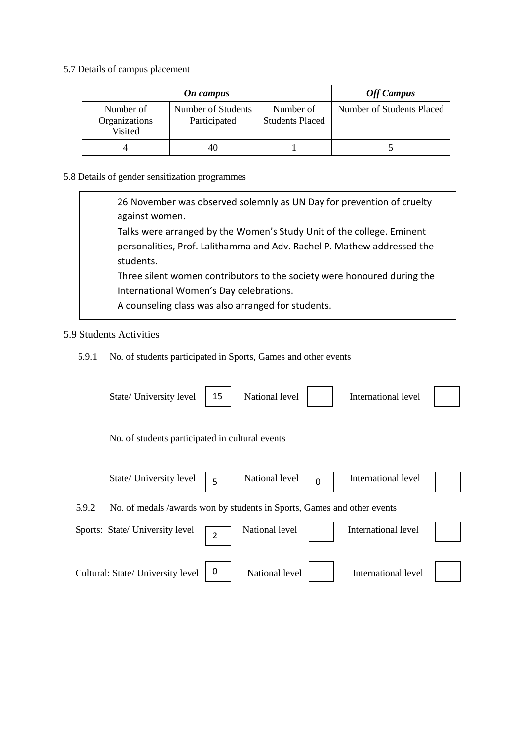5.7 Details of campus placement

| ***On campus*** | | | ***Off Campus*** |
|---|---|---|---|
| Number of Organizations Visited | Number of Students Participated | Number of Students Placed | Number of Students Placed |
| 4 | 40 | 1 | 5 |

5.8 Details of gender sensitization programmes

> 26 November was observed solemnly as UN Day for prevention of cruelty against women.
> Talks were arranged by the Women's Study Unit of the college. Eminent personalities, Prof. Lalithamma and Adv. Rachel P. Mathew addressed the students.
> Three silent women contributors to the society were honoured during the International Women's Day celebrations.
> A counseling class was also arranged for students.

5.9 Students Activities

5.9.1 No. of students participated in Sports, Games and other events

State/ University level: 15 | National level: | International level:

No. of students participated in cultural events

State/ University level: 5 | National level: 0 | International level:

5.9.2 No. of medals /awards won by students in Sports, Games and other events

Sports: State/ University level: 2 | National level: | International level:

Cultural: State/ University level: 0 | National level: | International level: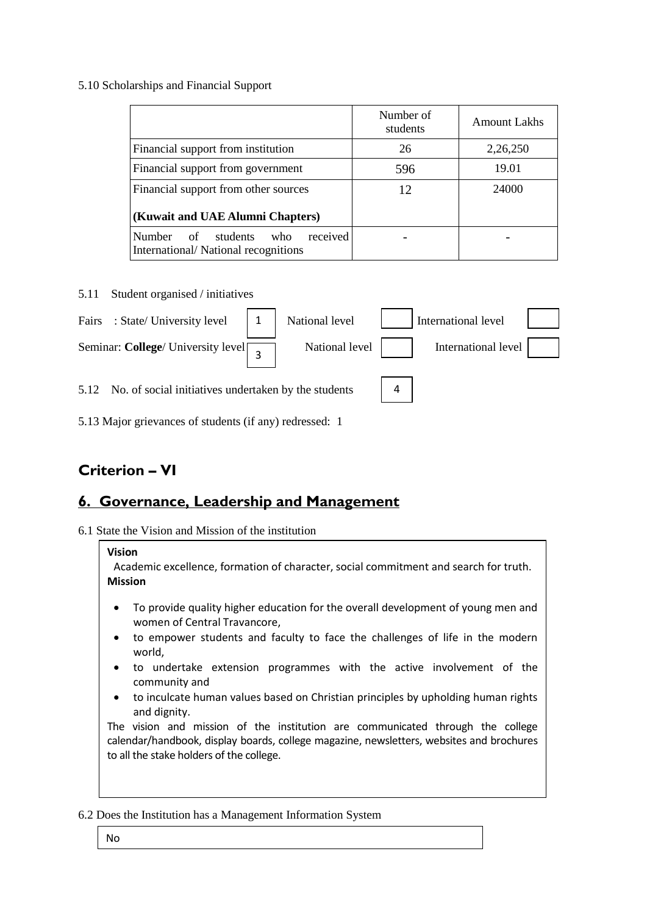5.10 Scholarships and Financial Support

| | Number of students | Amount Lakhs |
|---|---|---|
| Financial support from institution | 26 | 2,26,250 |
| Financial support from government | 596 | 19.01 |
| Financial support from other sources<br><br>**(Kuwait and UAE Alumni Chapters)** | 12 | 24000 |
| Number of students who received International/ National recognitions | - | - |

5.11 Student organised / initiatives

| | | | | | |
|---|---|---|---|---|---|
| Fairs : State/ University level | 1 | National level | | International level | |
| Seminar: **College**/ University level | 3 | National level | | International level | |

5.12 No. of social initiatives undertaken by the students: 4

5.13 Major grievances of students (if any) redressed: 1

## Criterion – VI

## 6. Governance, Leadership and Management

6.1 State the Vision and Mission of the institution

**Vision**

Academic excellence, formation of character, social commitment and search for truth.

**Mission**

- To provide quality higher education for the overall development of young men and women of Central Travancore,
- to empower students and faculty to face the challenges of life in the modern world,
- to undertake extension programmes with the active involvement of the community and
- to inculcate human values based on Christian principles by upholding human rights and dignity.

The vision and mission of the institution are communicated through the college calendar/handbook, display boards, college magazine, newsletters, websites and brochures to all the stake holders of the college.

6.2 Does the Institution has a Management Information System

No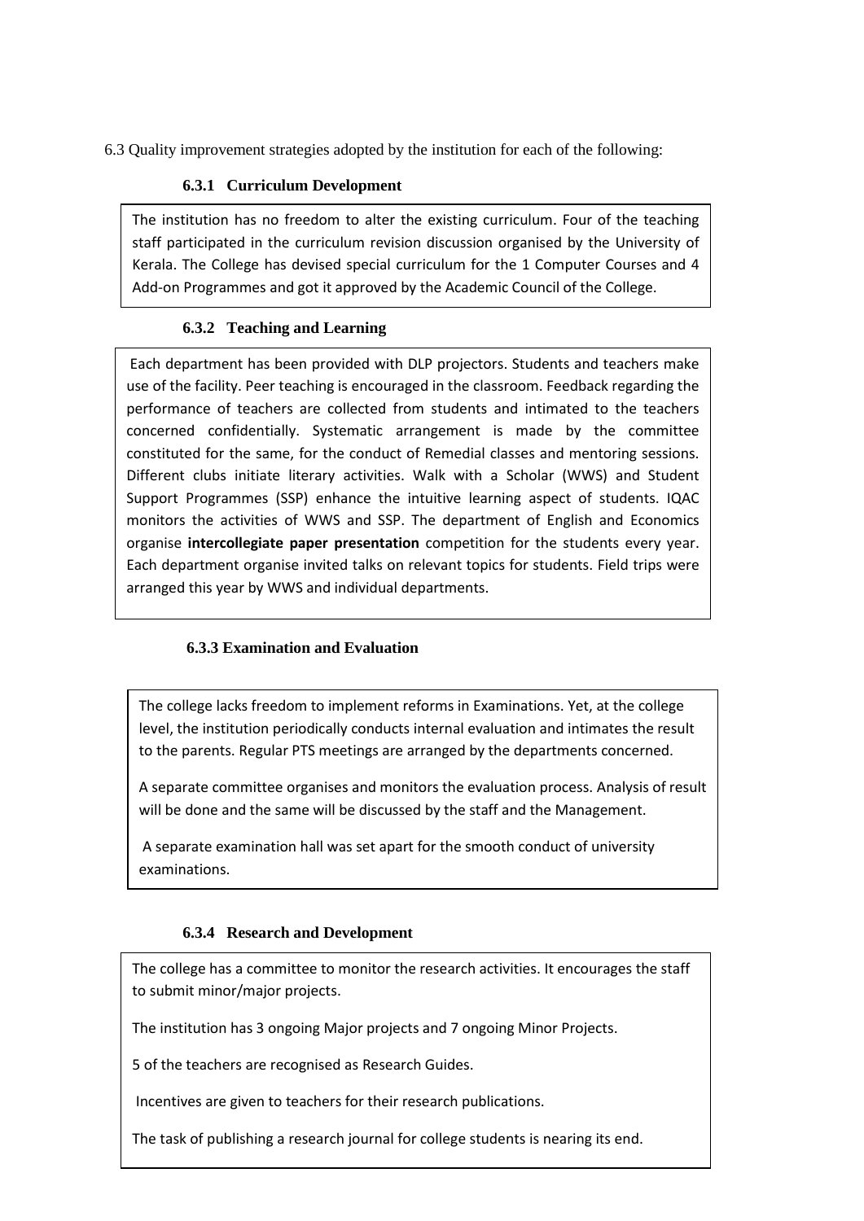6.3 Quality improvement strategies adopted by the institution for each of the following:

### 6.3.1 Curriculum Development

The institution has no freedom to alter the existing curriculum. Four of the teaching staff participated in the curriculum revision discussion organised by the University of Kerala. The College has devised special curriculum for the 1 Computer Courses and 4 Add-on Programmes and got it approved by the Academic Council of the College.

### 6.3.2 Teaching and Learning

Each department has been provided with DLP projectors. Students and teachers make use of the facility. Peer teaching is encouraged in the classroom. Feedback regarding the performance of teachers are collected from students and intimated to the teachers concerned confidentially. Systematic arrangement is made by the committee constituted for the same, for the conduct of Remedial classes and mentoring sessions. Different clubs initiate literary activities. Walk with a Scholar (WWS) and Student Support Programmes (SSP) enhance the intuitive learning aspect of students. IQAC monitors the activities of WWS and SSP. The department of English and Economics organise **intercollegiate paper presentation** competition for the students every year. Each department organise invited talks on relevant topics for students. Field trips were arranged this year by WWS and individual departments.

### 6.3.3 Examination and Evaluation

The college lacks freedom to implement reforms in Examinations. Yet, at the college level, the institution periodically conducts internal evaluation and intimates the result to the parents. Regular PTS meetings are arranged by the departments concerned.

A separate committee organises and monitors the evaluation process. Analysis of result will be done and the same will be discussed by the staff and the Management.

A separate examination hall was set apart for the smooth conduct of university examinations.

### 6.3.4 Research and Development

The college has a committee to monitor the research activities. It encourages the staff to submit minor/major projects.

The institution has 3 ongoing Major projects and 7 ongoing Minor Projects.

5 of the teachers are recognised as Research Guides.

Incentives are given to teachers for their research publications.

The task of publishing a research journal for college students is nearing its end.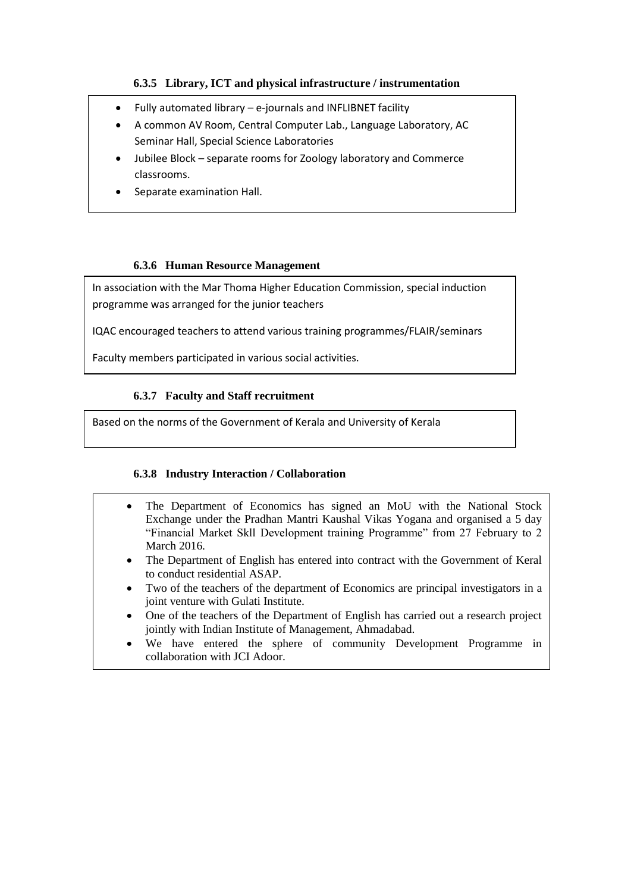#### 6.3.5 Library, ICT and physical infrastructure / instrumentation

- Fully automated library – e-journals and INFLIBNET facility
- A common AV Room, Central Computer Lab., Language Laboratory, AC Seminar Hall, Special Science Laboratories
- Jubilee Block – separate rooms for Zoology laboratory and Commerce classrooms.
- Separate examination Hall.

#### 6.3.6 Human Resource Management

In association with the Mar Thoma Higher Education Commission, special induction programme was arranged for the junior teachers

IQAC encouraged teachers to attend various training programmes/FLAIR/seminars

Faculty members participated in various social activities.

#### 6.3.7 Faculty and Staff recruitment

Based on the norms of the Government of Kerala and University of Kerala

#### 6.3.8 Industry Interaction / Collaboration

- The Department of Economics has signed an MoU with the National Stock Exchange under the Pradhan Mantri Kaushal Vikas Yogana and organised a 5 day "Financial Market Skll Development training Programme" from 27 February to 2 March 2016.
- The Department of English has entered into contract with the Government of Keral to conduct residential ASAP.
- Two of the teachers of the department of Economics are principal investigators in a joint venture with Gulati Institute.
- One of the teachers of the Department of English has carried out a research project jointly with Indian Institute of Management, Ahmadabad.
- We have entered the sphere of community Development Programme in collaboration with JCI Adoor.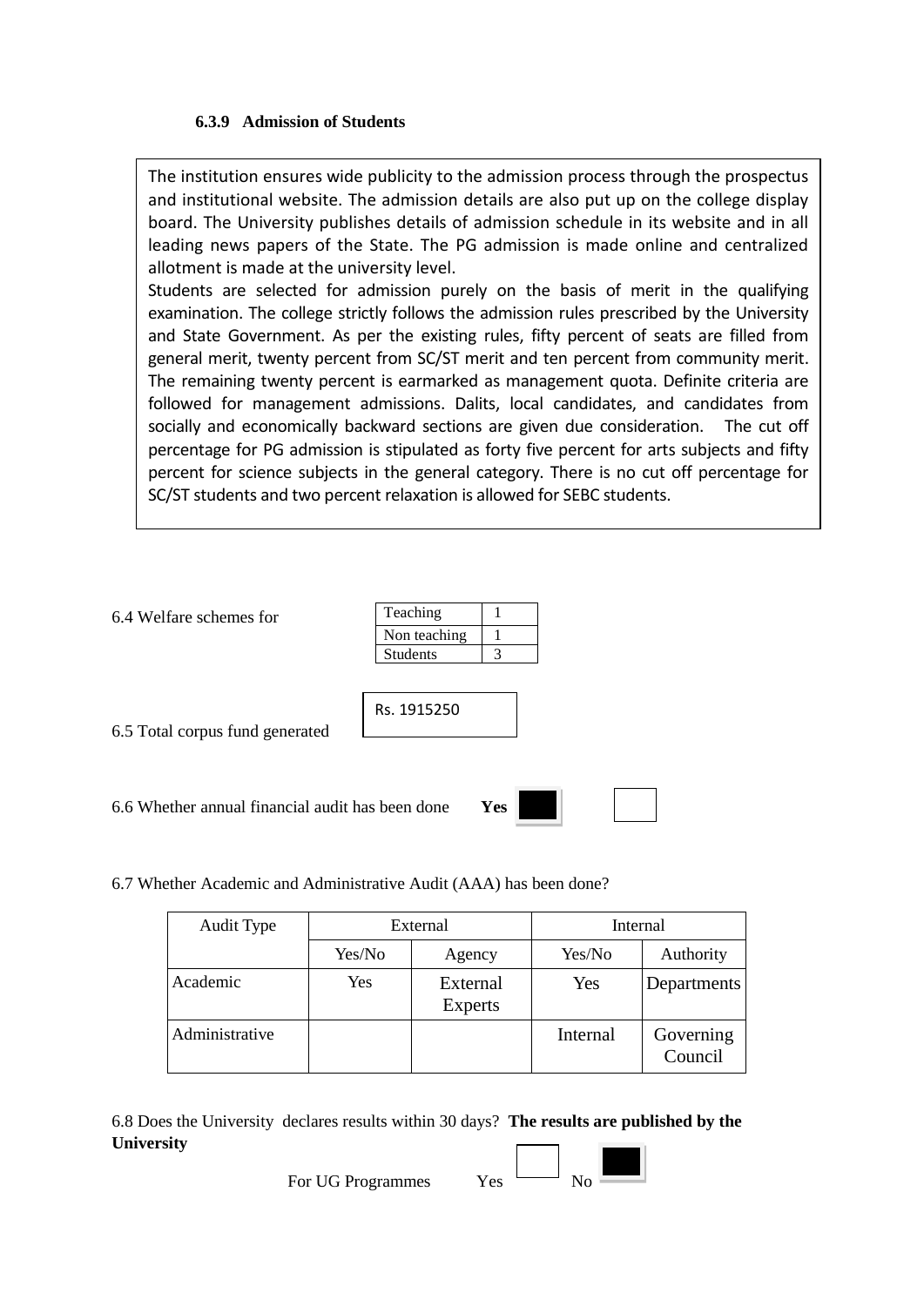#### 6.3.9 Admission of Students

The institution ensures wide publicity to the admission process through the prospectus and institutional website. The admission details are also put up on the college display board. The University publishes details of admission schedule in its website and in all leading news papers of the State. The PG admission is made online and centralized allotment is made at the university level.

Students are selected for admission purely on the basis of merit in the qualifying examination. The college strictly follows the admission rules prescribed by the University and State Government. As per the existing rules, fifty percent of seats are filled from general merit, twenty percent from SC/ST merit and ten percent from community merit. The remaining twenty percent is earmarked as management quota. Definite criteria are followed for management admissions. Dalits, local candidates, and candidates from socially and economically backward sections are given due consideration. The cut off percentage for PG admission is stipulated as forty five percent for arts subjects and fifty percent for science subjects in the general category. There is no cut off percentage for SC/ST students and two percent relaxation is allowed for SEBC students.

6.4 Welfare schemes for

| | |
|---|---|
| Teaching | 1 |
| Non teaching | 1 |
| Students | 3 |

6.5 Total corpus fund generated: Rs. 1915250

6.6 Whether annual financial audit has been done **Yes** ■ ☐

6.7 Whether Academic and Administrative Audit (AAA) has been done?

| Audit Type | External | | Internal | |
|---|---|---|---|---|
| | Yes/No | Agency | Yes/No | Authority |
| Academic | Yes | External Experts | Yes | Departments |
| Administrative | | | Internal | Governing Council |

6.8 Does the University declares results within 30 days? **The results are published by the University**

For UG Programmes Yes ☐ No ■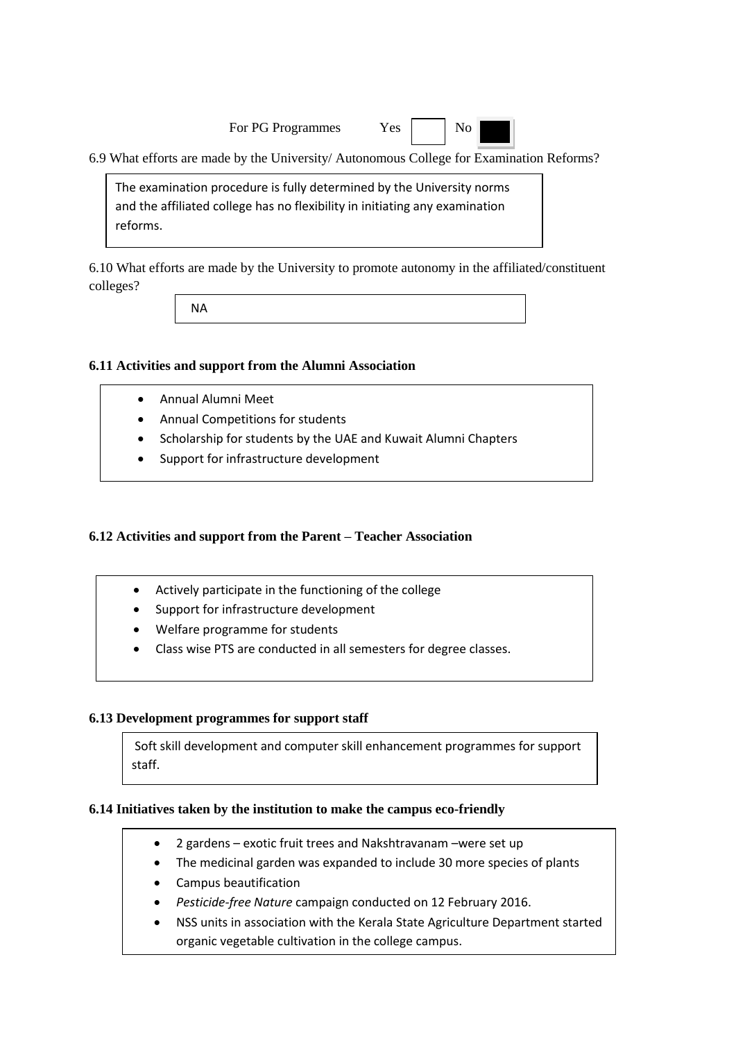For PG Programmes Yes ☐ No ■

6.9 What efforts are made by the University/ Autonomous College for Examination Reforms?

The examination procedure is fully determined by the University norms and the affiliated college has no flexibility in initiating any examination reforms.

6.10 What efforts are made by the University to promote autonomy in the affiliated/constituent colleges?

NA

**6.11 Activities and support from the Alumni Association**

- Annual Alumni Meet
- Annual Competitions for students
- Scholarship for students by the UAE and Kuwait Alumni Chapters
- Support for infrastructure development

**6.12 Activities and support from the Parent – Teacher Association**

- Actively participate in the functioning of the college
- Support for infrastructure development
- Welfare programme for students
- Class wise PTS are conducted in all semesters for degree classes.

**6.13 Development programmes for support staff**

Soft skill development and computer skill enhancement programmes for support staff.

**6.14 Initiatives taken by the institution to make the campus eco-friendly**

- 2 gardens – exotic fruit trees and Nakshtravanam –were set up
- The medicinal garden was expanded to include 30 more species of plants
- Campus beautification
- *Pesticide-free Nature* campaign conducted on 12 February 2016.
- NSS units in association with the Kerala State Agriculture Department started organic vegetable cultivation in the college campus.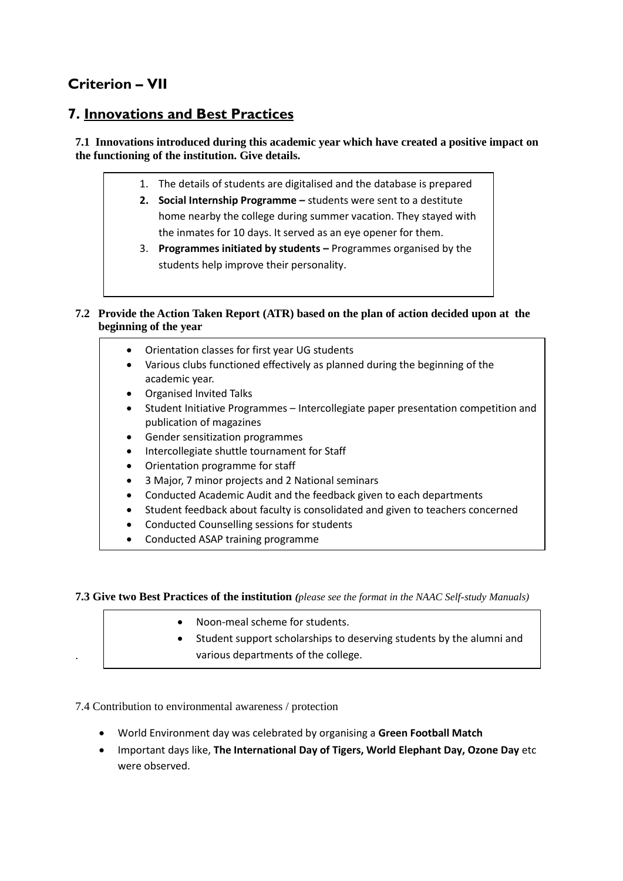## Criterion – VII

## 7. Innovations and Best Practices

**7.1 Innovations introduced during this academic year which have created a positive impact on the functioning of the institution. Give details.**

1. The details of students are digitalised and the database is prepared
2. **Social Internship Programme –** students were sent to a destitute home nearby the college during summer vacation. They stayed with the inmates for 10 days. It served as an eye opener for them.
3. **Programmes initiated by students –** Programmes organised by the students help improve their personality.

**7.2 Provide the Action Taken Report (ATR) based on the plan of action decided upon at the beginning of the year**

- Orientation classes for first year UG students
- Various clubs functioned effectively as planned during the beginning of the academic year.
- Organised Invited Talks
- Student Initiative Programmes – Intercollegiate paper presentation competition and publication of magazines
- Gender sensitization programmes
- Intercollegiate shuttle tournament for Staff
- Orientation programme for staff
- 3 Major, 7 minor projects and 2 National seminars
- Conducted Academic Audit and the feedback given to each departments
- Student feedback about faculty is consolidated and given to teachers concerned
- Conducted Counselling sessions for students
- Conducted ASAP training programme

**7.3 Give two Best Practices of the institution** *(please see the format in the NAAC Self-study Manuals)*

- Noon-meal scheme for students.
- Student support scholarships to deserving students by the alumni and various departments of the college.

7.4 Contribution to environmental awareness / protection

- World Environment day was celebrated by organising a **Green Football Match**
- Important days like, **The International Day of Tigers, World Elephant Day, Ozone Day** etc were observed.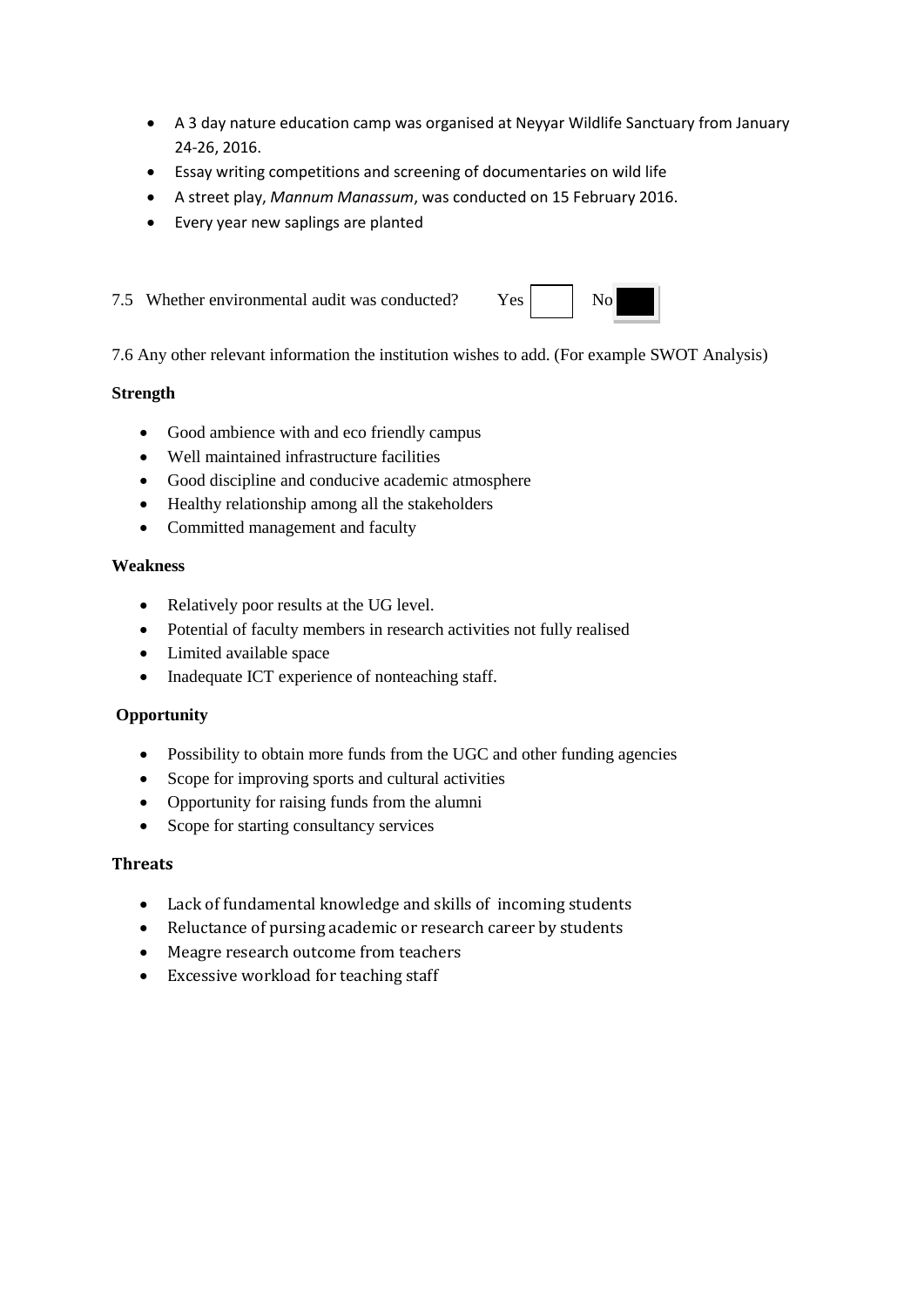- A 3 day nature education camp was organised at Neyyar Wildlife Sanctuary from January 24-26, 2016.
- Essay writing competitions and screening of documentaries on wild life
- A street play, *Mannum Manassum*, was conducted on 15 February 2016.
- Every year new saplings are planted

7.5 Whether environmental audit was conducted? Yes ☐ No ■

7.6 Any other relevant information the institution wishes to add. (For example SWOT Analysis)

**Strength**

- Good ambience with and eco friendly campus
- Well maintained infrastructure facilities
- Good discipline and conducive academic atmosphere
- Healthy relationship among all the stakeholders
- Committed management and faculty

**Weakness**

- Relatively poor results at the UG level.
- Potential of faculty members in research activities not fully realised
- Limited available space
- Inadequate ICT experience of nonteaching staff.

**Opportunity**

- Possibility to obtain more funds from the UGC and other funding agencies
- Scope for improving sports and cultural activities
- Opportunity for raising funds from the alumni
- Scope for starting consultancy services

**Threats**

- Lack of fundamental knowledge and skills of incoming students
- Reluctance of pursing academic or research career by students
- Meagre research outcome from teachers
- Excessive workload for teaching staff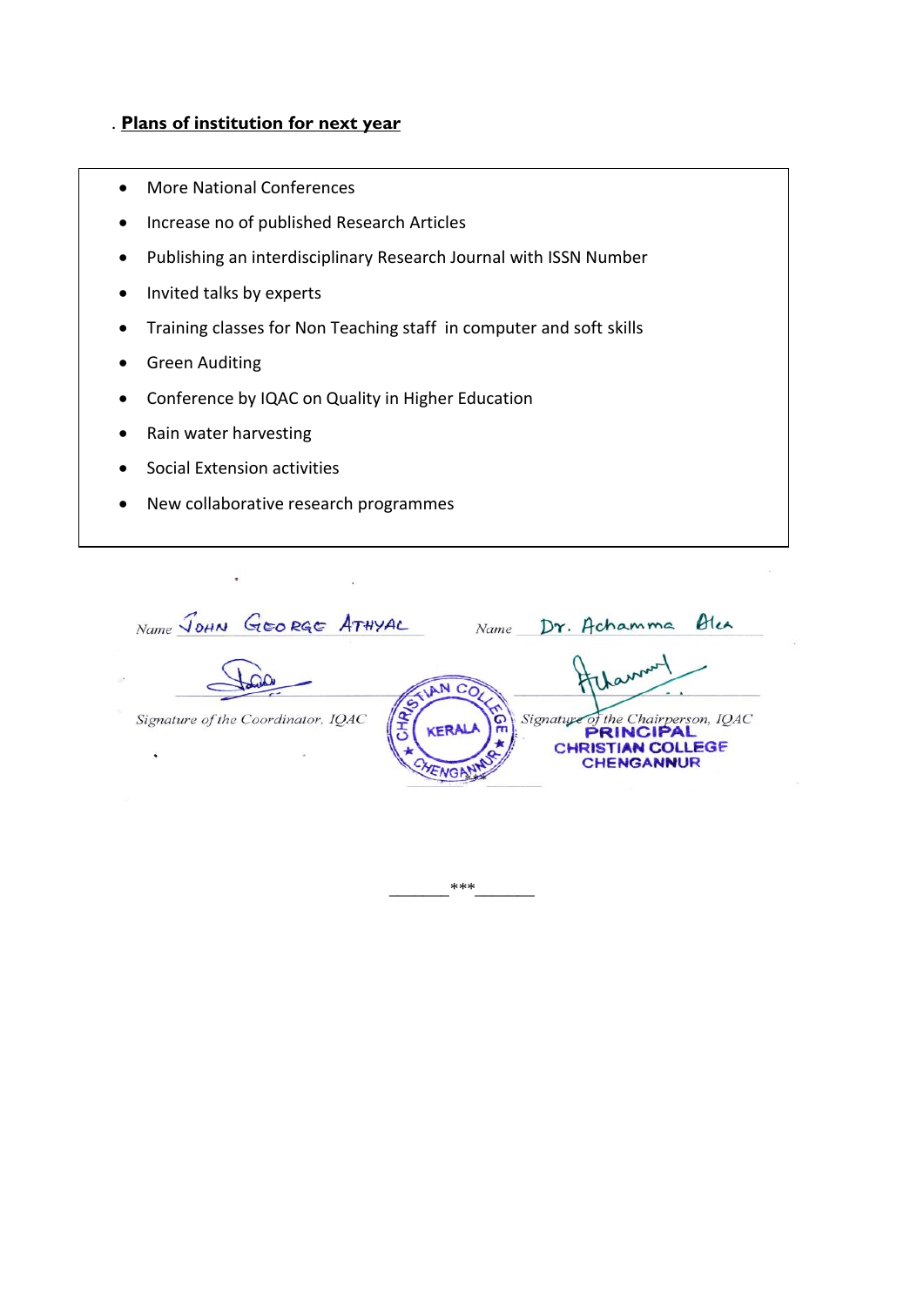. **Plans of institution for next year**

- More National Conferences
- Increase no of published Research Articles
- Publishing an interdisciplinary Research Journal with ISSN Number
- Invited talks by experts
- Training classes for Non Teaching staff in computer and soft skills
- Green Auditing
- Conference by IQAC on Quality in Higher Education
- Rain water harvesting
- Social Extension activities
- New collaborative research programmes

Name JOHN GEORGE ATHYAL

Signature of the Coordinator, IQAC

Name Dr. Achamma Alex

Signature of the Chairperson, IQAC

PRINCIPAL
CHRISTIAN COLLEGE
CHENGANNUR

CHRISTIAN COLLEGE KERALA CHENGANNUR

\_\_\_\_\_\_\_\*\*\*\_\_\_\_\_\_\_